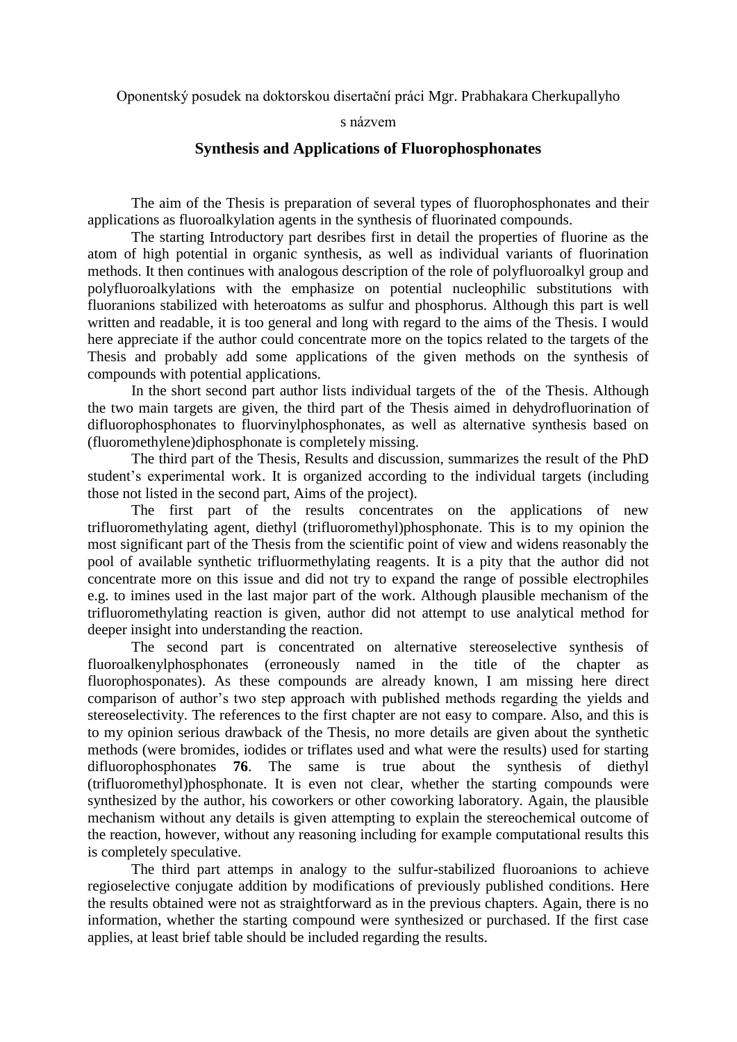Oponentský posudek na doktorskou disertační práci Mgr. Prabhakara Cherkupallyho

s názvem

## Synthesis and Applications of Fluorophosphonates

The aim of the Thesis is preparation of several types of fluorophosphonates and their applications as fluoroalkylation agents in the synthesis of fluorinated compounds.

The starting Introductory part desribes first in detail the properties of fluorine as the atom of high potential in organic synthesis, as well as individual variants of fluorination methods. It then continues with analogous description of the role of polyfluoroalkyl group and polyfluoroalkylations with the emphasize on potential nucleophilic substitutions with fluoranions stabilized with heteroatoms as sulfur and phosphorus. Although this part is well written and readable, it is too general and long with regard to the aims of the Thesis. I would here appreciate if the author could concentrate more on the topics related to the targets of the Thesis and probably add some applications of the given methods on the synthesis of compounds with potential applications.

In the short second part author lists individual targets of the of the Thesis. Although the two main targets are given, the third part of the Thesis aimed in dehydrofluorination of difluorophosphonates to fluorvinylphosphonates, as well as alternative synthesis based on (fluoromethylene)diphosphonate is completely missing.

The third part of the Thesis, Results and discussion, summarizes the result of the PhD student's experimental work. It is organized according to the individual targets (including those not listed in the second part, Aims of the project).

The first part of the results concentrates on the applications of new trifluoromethylating agent, diethyl (trifluoromethyl)phosphonate. This is to my opinion the most significant part of the Thesis from the scientific point of view and widens reasonably the pool of available synthetic trifluormethylating reagents. It is a pity that the author did not concentrate more on this issue and did not try to expand the range of possible electrophiles e.g. to imines used in the last major part of the work. Although plausible mechanism of the trifluoromethylating reaction is given, author did not attempt to use analytical method for deeper insight into understanding the reaction.

The second part is concentrated on alternative stereoselective synthesis of fluoroalkenylphosphonates (erroneously named in the title of the chapter as fluorophosponates). As these compounds are already known, I am missing here direct comparison of author's two step approach with published methods regarding the yields and stereoselectivity. The references to the first chapter are not easy to compare. Also, and this is to my opinion serious drawback of the Thesis, no more details are given about the synthetic methods (were bromides, iodides or triflates used and what were the results) used for starting difluorophosphonates **76**. The same is true about the synthesis of diethyl (trifluoromethyl)phosphonate. It is even not clear, whether the starting compounds were synthesized by the author, his coworkers or other coworking laboratory. Again, the plausible mechanism without any details is given attempting to explain the stereochemical outcome of the reaction, however, without any reasoning including for example computational results this is completely speculative.

The third part attemps in analogy to the sulfur-stabilized fluoroanions to achieve regioselective conjugate addition by modifications of previously published conditions. Here the results obtained were not as straightforward as in the previous chapters. Again, there is no information, whether the starting compound were synthesized or purchased. If the first case applies, at least brief table should be included regarding the results.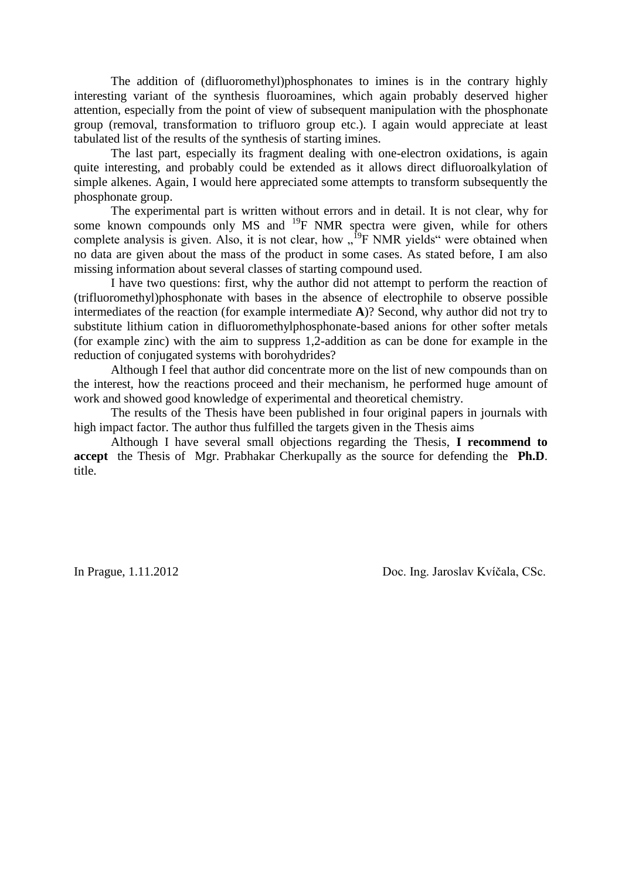The addition of (difluoromethyl)phosphonates to imines is in the contrary highly interesting variant of the synthesis fluoroamines, which again probably deserved higher attention, especially from the point of view of subsequent manipulation with the phosphonate group (removal, transformation to trifluoro group etc.). I again would appreciate at least tabulated list of the results of the synthesis of starting imines.

The last part, especially its fragment dealing with one-electron oxidations, is again quite interesting, and probably could be extended as it allows direct difluoroalkylation of simple alkenes. Again, I would here appreciated some attempts to transform subsequently the phosphonate group.

The experimental part is written without errors and in detail. It is not clear, why for some known compounds only MS and $^{19}$F NMR spectra were given, while for others complete analysis is given. Also, it is not clear, how „$^{19}$F NMR yields" were obtained when no data are given about the mass of the product in some cases. As stated before, I am also missing information about several classes of starting compound used.

I have two questions: first, why the author did not attempt to perform the reaction of (trifluoromethyl)phosphonate with bases in the absence of electrophile to observe possible intermediates of the reaction (for example intermediate **A**)? Second, why author did not try to substitute lithium cation in difluoromethylphosphonate-based anions for other softer metals (for example zinc) with the aim to suppress 1,2-addition as can be done for example in the reduction of conjugated systems with borohydrides?

Although I feel that author did concentrate more on the list of new compounds than on the interest, how the reactions proceed and their mechanism, he performed huge amount of work and showed good knowledge of experimental and theoretical chemistry.

The results of the Thesis have been published in four original papers in journals with high impact factor. The author thus fulfilled the targets given in the Thesis aims

Although I have several small objections regarding the Thesis, **I recommend to accept** the Thesis of Mgr. Prabhakar Cherkupally as the source for defending the **Ph.D**. title.

In Prague, 1.11.2012

Doc. Ing. Jaroslav Kvíčala, CSc.